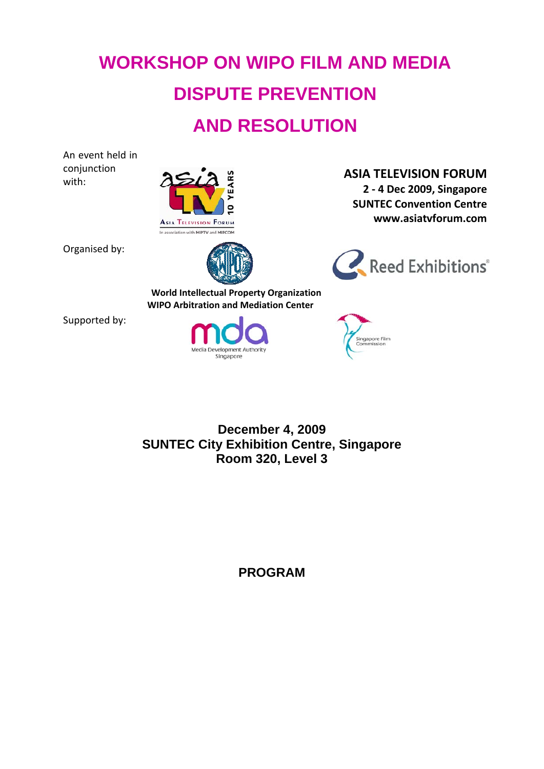# WORKSHOP ON WIPO FILM AND MEDIA DISPUTE PREVENTION AND RESOLUTION

An event held in conjunction with:

**ASIA TELEVISION FORUM**
**2 - 4 Dec 2009, Singapore**
**SUNTEC Convention Centre**
**www.asiatvforum.com**

Organised by:

**World Intellectual Property Organization**
**WIPO Arbitration and Mediation Center**

Reed Exhibitions

Supported by:

Media Development Authority Singapore

Singapore Film Commission

**December 4, 2009**
**SUNTEC City Exhibition Centre, Singapore**
**Room 320, Level 3**

## PROGRAM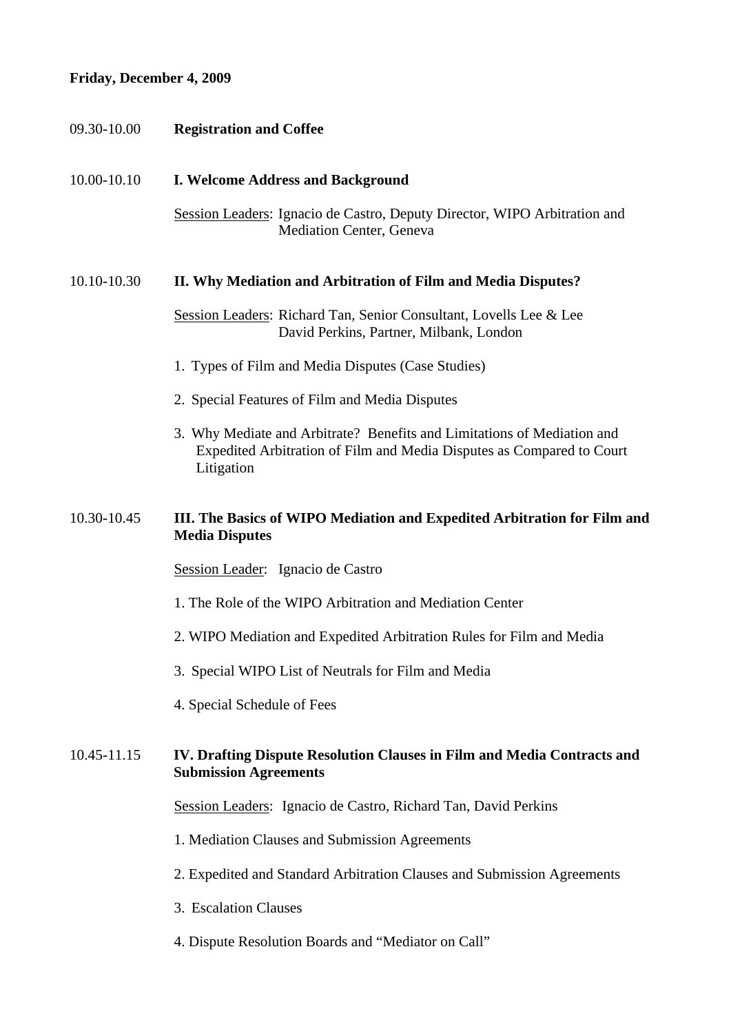**Friday, December 4, 2009**

09.30-10.00 **Registration and Coffee**

10.00-10.10 **I. Welcome Address and Background**

Session Leaders: Ignacio de Castro, Deputy Director, WIPO Arbitration and Mediation Center, Geneva

10.10-10.30 **II. Why Mediation and Arbitration of Film and Media Disputes?**

Session Leaders: Richard Tan, Senior Consultant, Lovells Lee & Lee
David Perkins, Partner, Milbank, London

1. Types of Film and Media Disputes (Case Studies)
2. Special Features of Film and Media Disputes
3. Why Mediate and Arbitrate? Benefits and Limitations of Mediation and Expedited Arbitration of Film and Media Disputes as Compared to Court Litigation

10.30-10.45 **III. The Basics of WIPO Mediation and Expedited Arbitration for Film and Media Disputes**

Session Leader: Ignacio de Castro

1. The Role of the WIPO Arbitration and Mediation Center
2. WIPO Mediation and Expedited Arbitration Rules for Film and Media
3. Special WIPO List of Neutrals for Film and Media
4. Special Schedule of Fees

10.45-11.15 **IV. Drafting Dispute Resolution Clauses in Film and Media Contracts and Submission Agreements**

Session Leaders: Ignacio de Castro, Richard Tan, David Perkins

1. Mediation Clauses and Submission Agreements
2. Expedited and Standard Arbitration Clauses and Submission Agreements
3. Escalation Clauses
4. Dispute Resolution Boards and "Mediator on Call"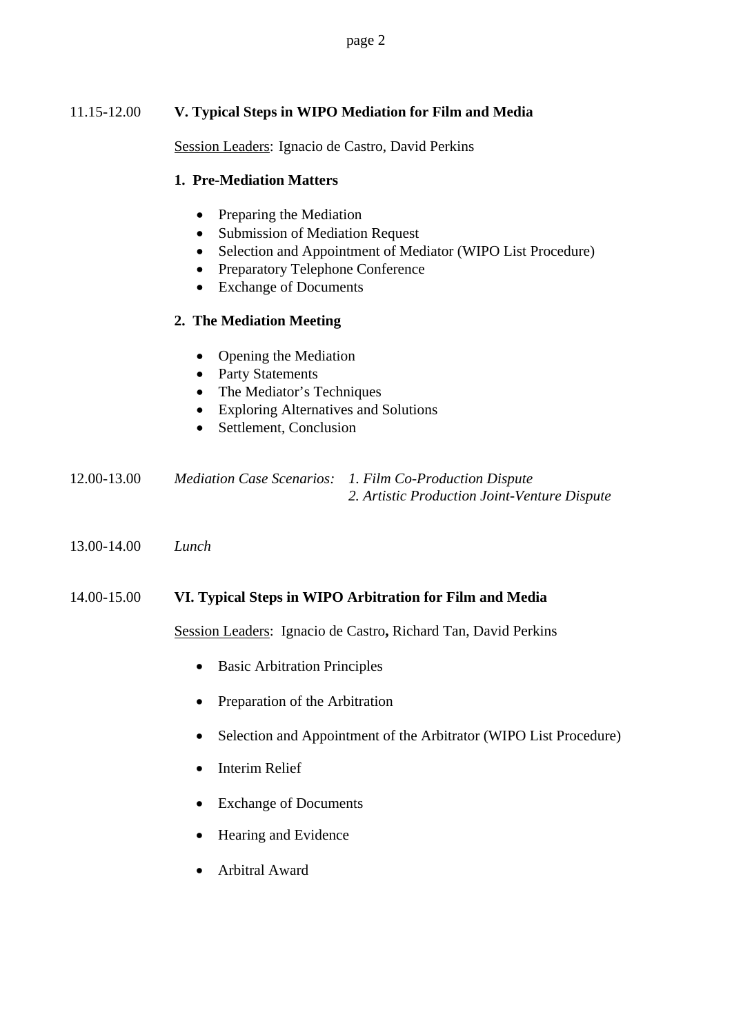11.15-12.00 **V. Typical Steps in WIPO Mediation for Film and Media**

Session Leaders: Ignacio de Castro, David Perkins

**1. Pre-Mediation Matters**

- Preparing the Mediation
- Submission of Mediation Request
- Selection and Appointment of Mediator (WIPO List Procedure)
- Preparatory Telephone Conference
- Exchange of Documents

**2. The Mediation Meeting**

- Opening the Mediation
- Party Statements
- The Mediator's Techniques
- Exploring Alternatives and Solutions
- Settlement, Conclusion

12.00-13.00 *Mediation Case Scenarios:* *1. Film Co-Production Dispute*
*2. Artistic Production Joint-Venture Dispute*

13.00-14.00 *Lunch*

14.00-15.00 **VI. Typical Steps in WIPO Arbitration for Film and Media**

Session Leaders: Ignacio de Castro**,** Richard Tan, David Perkins

- Basic Arbitration Principles
- Preparation of the Arbitration
- Selection and Appointment of the Arbitrator (WIPO List Procedure)
- Interim Relief
- Exchange of Documents
- Hearing and Evidence
- Arbitral Award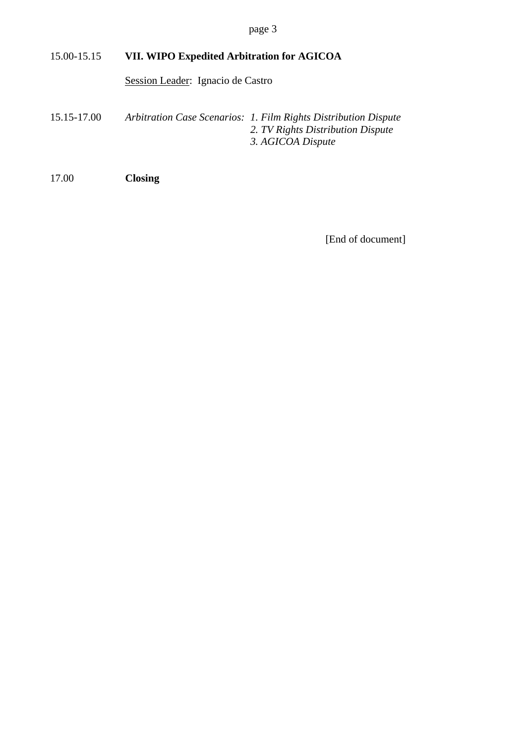15.00-15.15 **VII. WIPO Expedited Arbitration for AGICOA**

<u>Session Leader</u>: Ignacio de Castro

15.15-17.00 *Arbitration Case Scenarios: 1. Film Rights Distribution Dispute*
*2. TV Rights Distribution Dispute*
*3. AGICOA Dispute*

17.00 **Closing**

[End of document]